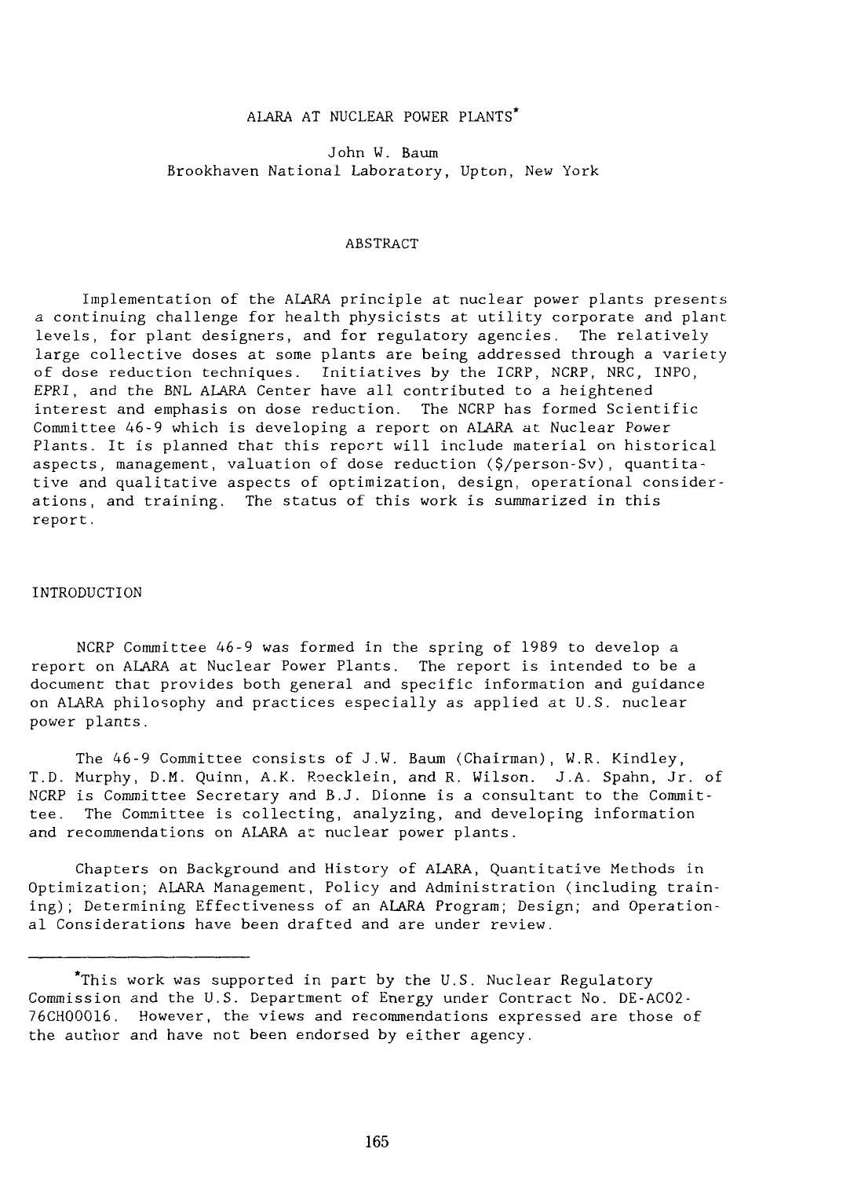# ALARA AT NUCLEAR POWER PLANTS*

John W. Baum
Brookhaven National Laboratory, Upton, New York

## ABSTRACT

Implementation of the ALARA principle at nuclear power plants presents a continuing challenge for health physicists at utility corporate and plant levels, for plant designers, and for regulatory agencies. The relatively large collective doses at some plants are being addressed through a variety of dose reduction techniques. Initiatives by the ICRP, NCRP, NRC, INPO, EPRI, and the BNL ALARA Center have all contributed to a heightened interest and emphasis on dose reduction. The NCRP has formed Scientific Committee 46-9 which is developing a report on ALARA at Nuclear Power Plants. It is planned that this report will include material on historical aspects, management, valuation of dose reduction ($/person-Sv), quantitative and qualitative aspects of optimization, design, operational considerations, and training. The status of this work is summarized in this report.

## INTRODUCTION

NCRP Committee 46-9 was formed in the spring of 1989 to develop a report on ALARA at Nuclear Power Plants. The report is intended to be a document that provides both general and specific information and guidance on ALARA philosophy and practices especially as applied at U.S. nuclear power plants.

The 46-9 Committee consists of J.W. Baum (Chairman), W.R. Kindley, T.D. Murphy, D.M. Quinn, A.K. Roecklein, and R. Wilson. J.A. Spahn, Jr. of NCRP is Committee Secretary and B.J. Dionne is a consultant to the Committee. The Committee is collecting, analyzing, and developing information and recommendations on ALARA at nuclear power plants.

Chapters on Background and History of ALARA, Quantitative Methods in Optimization; ALARA Management, Policy and Administration (including training); Determining Effectiveness of an ALARA Program; Design; and Operational Considerations have been drafted and are under review.

---

*This work was supported in part by the U.S. Nuclear Regulatory Commission and the U.S. Department of Energy under Contract No. DE-AC02-76CH00016. However, the views and recommendations expressed are those of the author and have not been endorsed by either agency.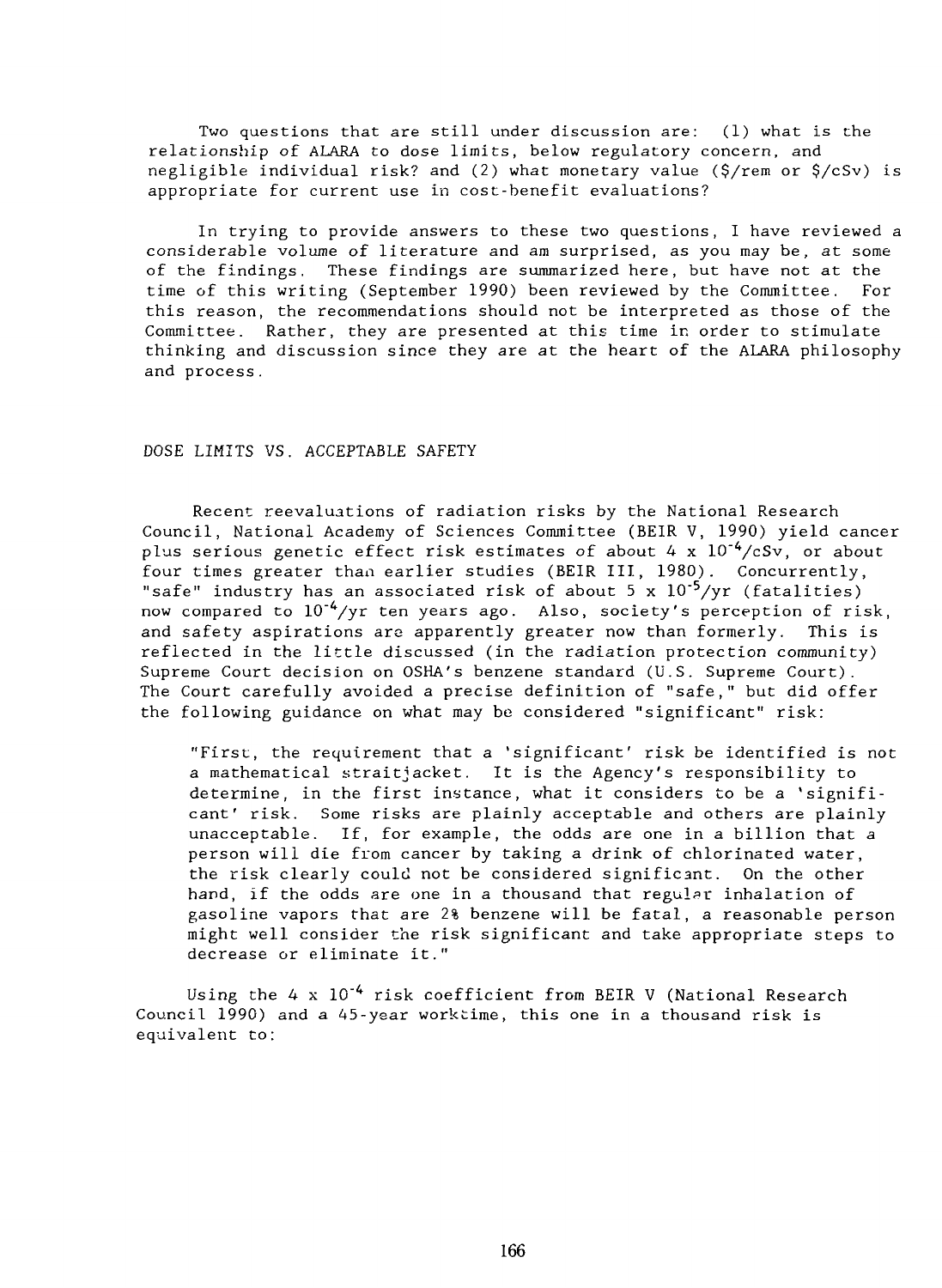Two questions that are still under discussion are: (1) what is the relationship of ALARA to dose limits, below regulatory concern, and negligible individual risk? and (2) what monetary value (\$/rem or \$/cSv) is appropriate for current use in cost-benefit evaluations?

In trying to provide answers to these two questions, I have reviewed a considerable volume of literature and am surprised, as you may be, at some of the findings. These findings are summarized here, but have not at the time of this writing (September 1990) been reviewed by the Committee. For this reason, the recommendations should not be interpreted as those of the Committee. Rather, they are presented at this time in order to stimulate thinking and discussion since they are at the heart of the ALARA philosophy and process.

## DOSE LIMITS VS. ACCEPTABLE SAFETY

Recent reevaluations of radiation risks by the National Research Council, National Academy of Sciences Committee (BEIR V, 1990) yield cancer plus serious genetic effect risk estimates of about $4 \times 10^{-4}$/cSv, or about four times greater than earlier studies (BEIR III, 1980). Concurrently, "safe" industry has an associated risk of about $5 \times 10^{-5}$/yr (fatalities) now compared to $10^{-4}$/yr ten years ago. Also, society's perception of risk, and safety aspirations are apparently greater now than formerly. This is reflected in the little discussed (in the radiation protection community) Supreme Court decision on OSHA's benzene standard (U.S. Supreme Court). The Court carefully avoided a precise definition of "safe," but did offer the following guidance on what may be considered "significant" risk:

> "First, the requirement that a 'significant' risk be identified is not a mathematical straitjacket. It is the Agency's responsibility to determine, in the first instance, what it considers to be a 'significant' risk. Some risks are plainly acceptable and others are plainly unacceptable. If, for example, the odds are one in a billion that a person will die from cancer by taking a drink of chlorinated water, the risk clearly could not be considered significant. On the other hand, if the odds are one in a thousand that regular inhalation of gasoline vapors that are 2% benzene will be fatal, a reasonable person might well consider the risk significant and take appropriate steps to decrease or eliminate it."

Using the $4 \times 10^{-4}$ risk coefficient from BEIR V (National Research Council 1990) and a 45-year worktime, this one in a thousand risk is equivalent to: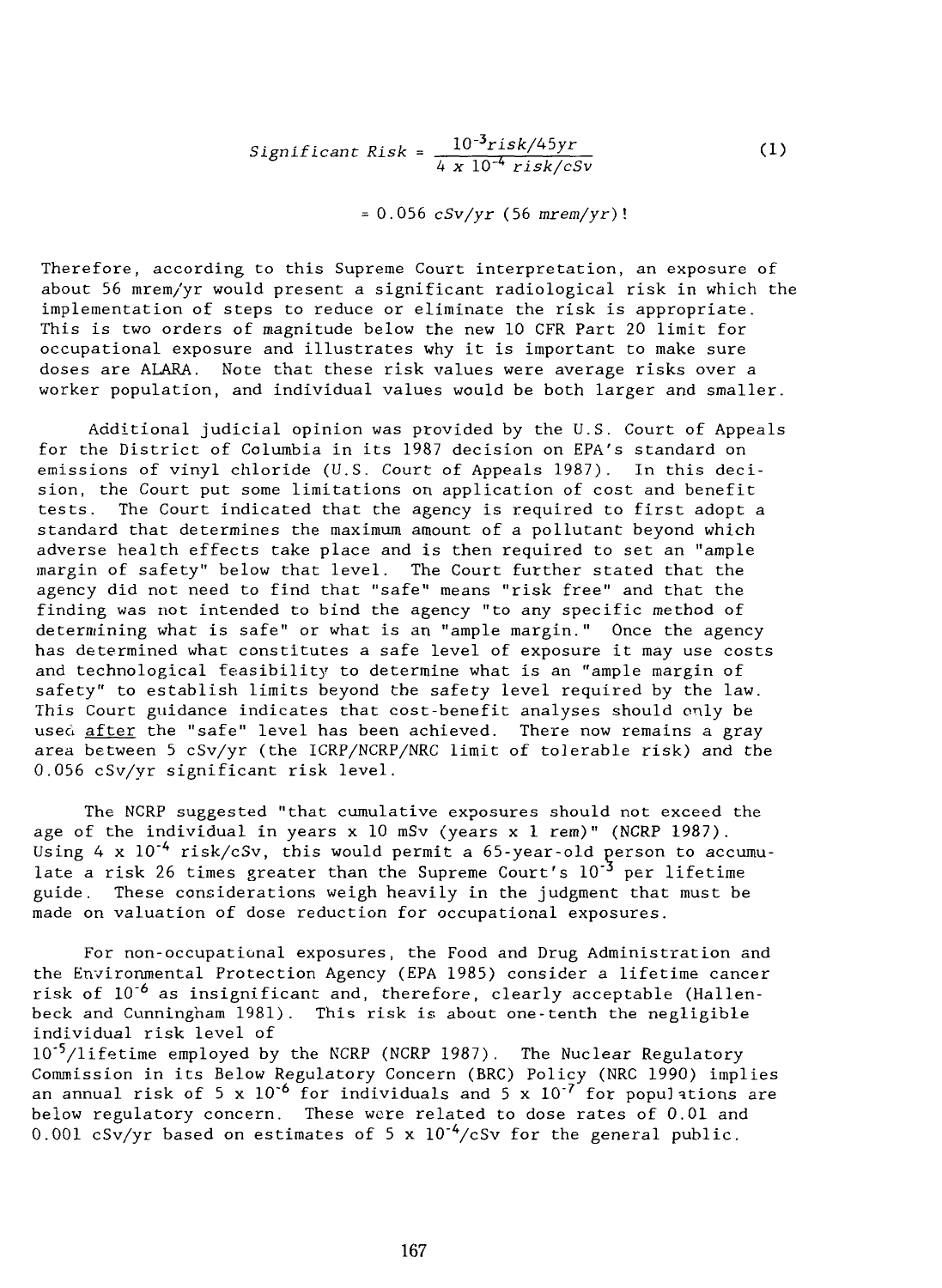$$Significant\ Risk = \frac{10^{-3} risk/45yr}{4 \times 10^{-4}\ risk/cSv} \tag{1}$$

$$= 0.056\ cSv/yr\ (56\ mrem/yr)!$$

Therefore, according to this Supreme Court interpretation, an exposure of about 56 mrem/yr would present a significant radiological risk in which the implementation of steps to reduce or eliminate the risk is appropriate. This is two orders of magnitude below the new 10 CFR Part 20 limit for occupational exposure and illustrates why it is important to make sure doses are ALARA. Note that these risk values were average risks over a worker population, and individual values would be both larger and smaller.

Additional judicial opinion was provided by the U.S. Court of Appeals for the District of Columbia in its 1987 decision on EPA's standard on emissions of vinyl chloride (U.S. Court of Appeals 1987). In this decision, the Court put some limitations on application of cost and benefit tests. The Court indicated that the agency is required to first adopt a standard that determines the maximum amount of a pollutant beyond which adverse health effects take place and is then required to set an "ample margin of safety" below that level. The Court further stated that the agency did not need to find that "safe" means "risk free" and that the finding was not intended to bind the agency "to any specific method of determining what is safe" or what is an "ample margin." Once the agency has determined what constitutes a safe level of exposure it may use costs and technological feasibility to determine what is an "ample margin of safety" to establish limits beyond the safety level required by the law. This Court guidance indicates that cost-benefit analyses should only be used after the "safe" level has been achieved. There now remains a gray area between 5 cSv/yr (the ICRP/NCRP/NRC limit of tolerable risk) and the 0.056 cSv/yr significant risk level.

The NCRP suggested "that cumulative exposures should not exceed the age of the individual in years x 10 mSv (years x 1 rem)" (NCRP 1987). Using $4 \times 10^{-4}$ risk/cSv, this would permit a 65-year-old person to accumulate a risk 26 times greater than the Supreme Court's $10^{-3}$ per lifetime guide. These considerations weigh heavily in the judgment that must be made on valuation of dose reduction for occupational exposures.

For non-occupational exposures, the Food and Drug Administration and the Environmental Protection Agency (EPA 1985) consider a lifetime cancer risk of $10^{-6}$ as insignificant and, therefore, clearly acceptable (Hallenbeck and Cunningham 1981). This risk is about one-tenth the negligible individual risk level of $10^{-5}$/lifetime employed by the NCRP (NCRP 1987). The Nuclear Regulatory Commission in its Below Regulatory Concern (BRC) Policy (NRC 1990) implies an annual risk of $5 \times 10^{-6}$ for individuals and $5 \times 10^{-7}$ for populations are below regulatory concern. These were related to dose rates of 0.01 and 0.001 cSv/yr based on estimates of $5 \times 10^{-4}$/cSv for the general public.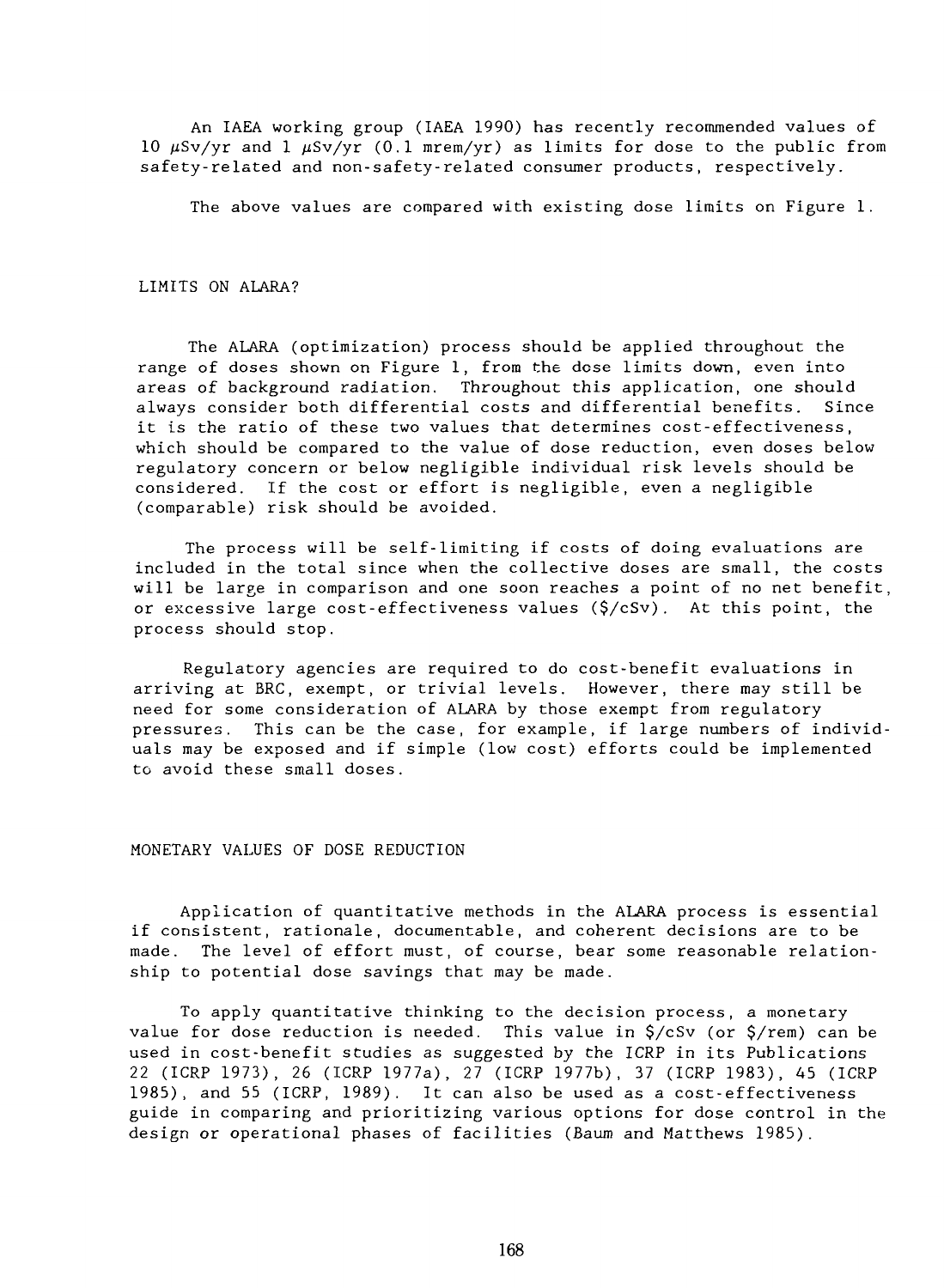An IAEA working group (IAEA 1990) has recently recommended values of 10 μSv/yr and 1 μSv/yr (0.1 mrem/yr) as limits for dose to the public from safety-related and non-safety-related consumer products, respectively.

The above values are compared with existing dose limits on Figure 1.

## LIMITS ON ALARA?

The ALARA (optimization) process should be applied throughout the range of doses shown on Figure 1, from the dose limits down, even into areas of background radiation. Throughout this application, one should always consider both differential costs and differential benefits. Since it is the ratio of these two values that determines cost-effectiveness, which should be compared to the value of dose reduction, even doses below regulatory concern or below negligible individual risk levels should be considered. If the cost or effort is negligible, even a negligible (comparable) risk should be avoided.

The process will be self-limiting if costs of doing evaluations are included in the total since when the collective doses are small, the costs will be large in comparison and one soon reaches a point of no net benefit, or excessive large cost-effectiveness values ($/cSv). At this point, the process should stop.

Regulatory agencies are required to do cost-benefit evaluations in arriving at BRC, exempt, or trivial levels. However, there may still be need for some consideration of ALARA by those exempt from regulatory pressures. This can be the case, for example, if large numbers of individuals may be exposed and if simple (low cost) efforts could be implemented to avoid these small doses.

## MONETARY VALUES OF DOSE REDUCTION

Application of quantitative methods in the ALARA process is essential if consistent, rationale, documentable, and coherent decisions are to be made. The level of effort must, of course, bear some reasonable relationship to potential dose savings that may be made.

To apply quantitative thinking to the decision process, a monetary value for dose reduction is needed. This value in $/cSv (or $/rem) can be used in cost-benefit studies as suggested by the ICRP in its Publications 22 (ICRP 1973), 26 (ICRP 1977a), 27 (ICRP 1977b), 37 (ICRP 1983), 45 (ICRP 1985), and 55 (ICRP, 1989). It can also be used as a cost-effectiveness guide in comparing and prioritizing various options for dose control in the design or operational phases of facilities (Baum and Matthews 1985).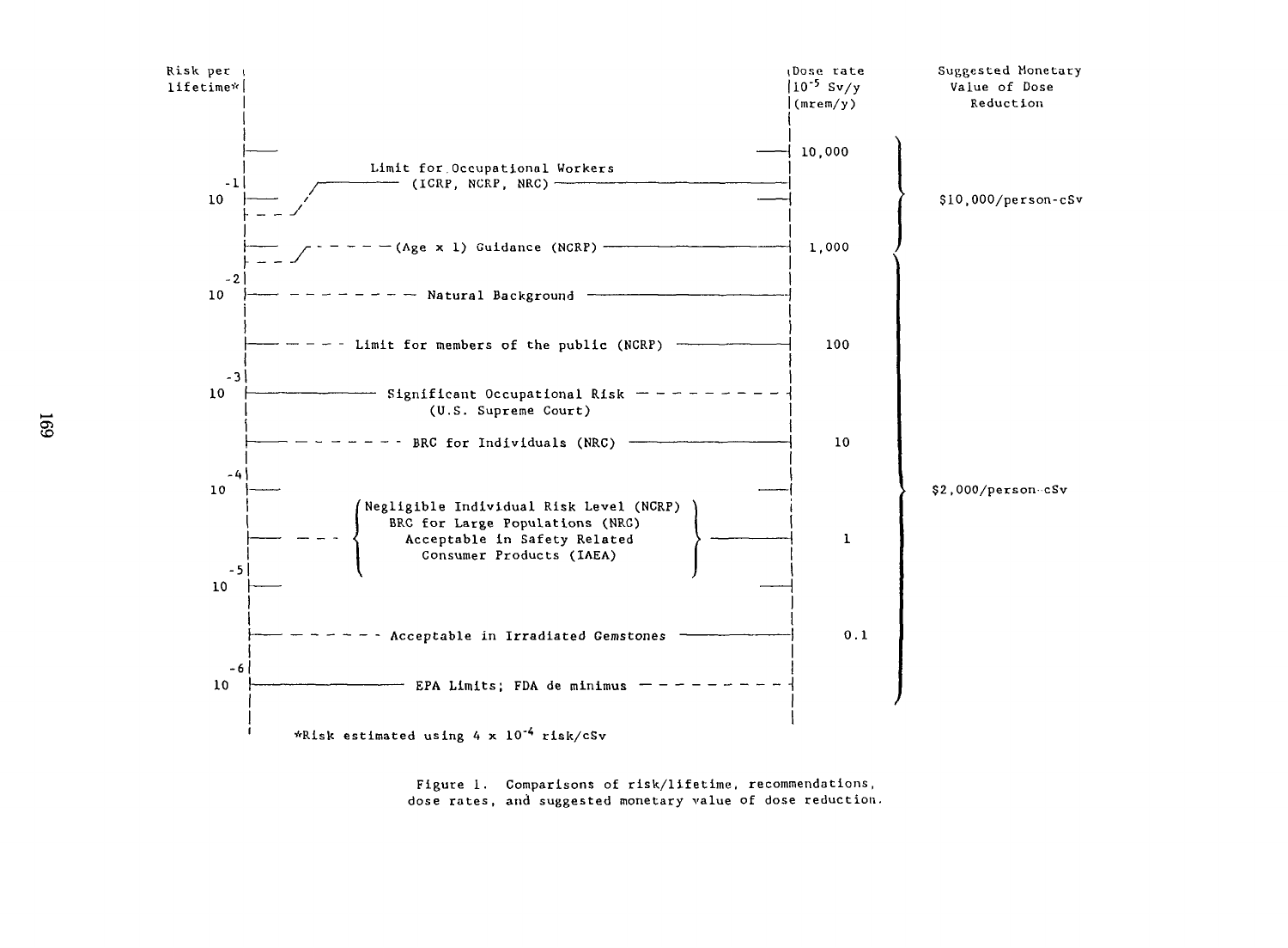Risk per lifetime*

Dose rate $10^{-5}$ Sv/y (mrem/y)

Suggested Monetary Value of Dose Reduction

$10^{-1}$

$10^{-2}$

$10^{-3}$

$10^{-4}$

$10^{-5}$

$10^{-6}$

Limit for Occupational Workers (ICRP, NCRP, NRC)

(Age x 1) Guidance (NCRP)

Natural Background

Limit for members of the public (NCRP)

Significant Occupational Risk (U.S. Supreme Court)

BRC for Individuals (NRC)

Negligible Individual Risk Level (NCRP)
BRC for Large Populations (NRC)
Acceptable in Safety Related Consumer Products (IAEA)

Acceptable in Irradiated Gemstones

EPA Limits; FDA de minimus

10,000

1,000

100

10

1

0.1

$10,000/person-cSv

$2,000/person-cSv

*Risk estimated using $4 \times 10^{-4}$ risk/cSv

Figure 1. Comparisons of risk/lifetime, recommendations, dose rates, and suggested monetary value of dose reduction.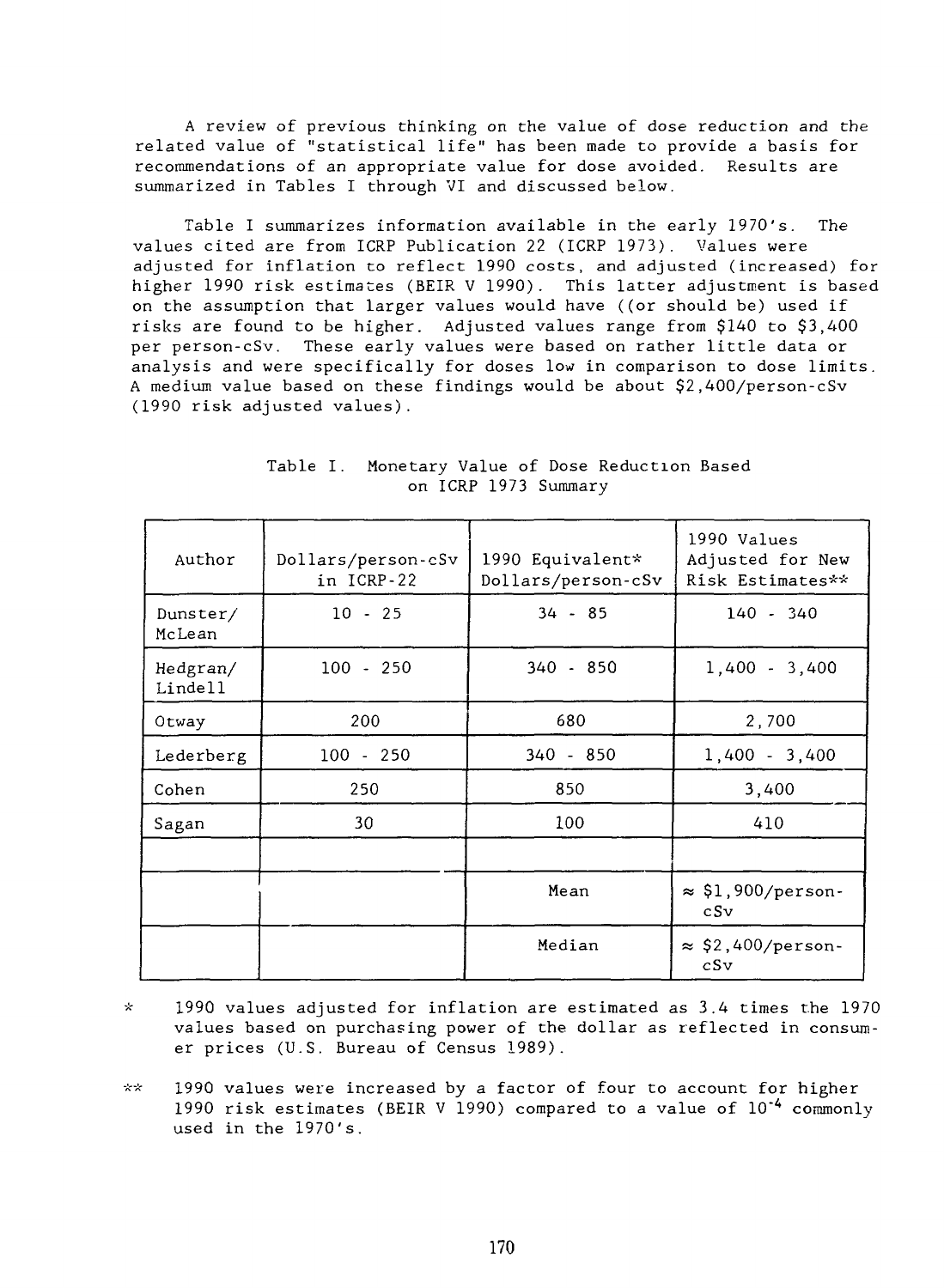A review of previous thinking on the value of dose reduction and the related value of "statistical life" has been made to provide a basis for recommendations of an appropriate value for dose avoided. Results are summarized in Tables I through VI and discussed below.

Table I summarizes information available in the early 1970's. The values cited are from ICRP Publication 22 (ICRP 1973). Values were adjusted for inflation to reflect 1990 costs, and adjusted (increased) for higher 1990 risk estimates (BEIR V 1990). This latter adjustment is based on the assumption that larger values would have ((or should be) used if risks are found to be higher. Adjusted values range from $140 to $3,400 per person-cSv. These early values were based on rather little data or analysis and were specifically for doses low in comparison to dose limits. A medium value based on these findings would be about $2,400/person-cSv (1990 risk adjusted values).

Table I. Monetary Value of Dose Reduction Based on ICRP 1973 Summary

| Author | Dollars/person-cSv in ICRP-22 | 1990 Equivalent* Dollars/person-cSv | 1990 Values Adjusted for New Risk Estimates** |
|---|---|---|---|
| Dunster/ McLean | 10 - 25 | 34 - 85 | 140 - 340 |
| Hedgran/ Lindell | 100 - 250 | 340 - 850 | 1,400 - 3,400 |
| Otway | 200 | 680 | 2,700 |
| Lederberg | 100 - 250 | 340 - 850 | 1,400 - 3,400 |
| Cohen | 250 | 850 | 3,400 |
| Sagan | 30 | 100 | 410 |
| | | | |
| | | Mean | ≈ $1,900/person-cSv |
| | | Median | ≈ $2,400/person-cSv |

\* 1990 values adjusted for inflation are estimated as 3.4 times the 1970 values based on purchasing power of the dollar as reflected in consumer prices (U.S. Bureau of Census 1989).

\*\* 1990 values were increased by a factor of four to account for higher 1990 risk estimates (BEIR V 1990) compared to a value of $10^{-4}$ commonly used in the 1970's.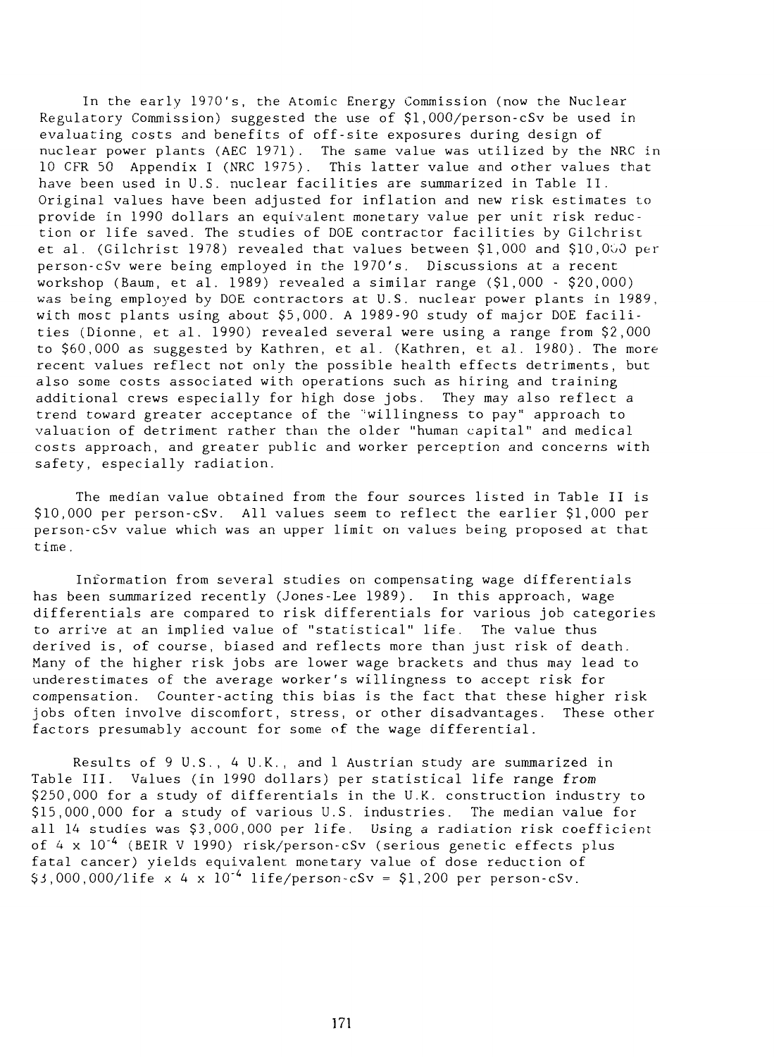In the early 1970's, the Atomic Energy Commission (now the Nuclear Regulatory Commission) suggested the use of $1,000/person-cSv be used in evaluating costs and benefits of off-site exposures during design of nuclear power plants (AEC 1971). The same value was utilized by the NRC in 10 CFR 50 Appendix I (NRC 1975). This latter value and other values that have been used in U.S. nuclear facilities are summarized in Table II. Original values have been adjusted for inflation and new risk estimates to provide in 1990 dollars an equivalent monetary value per unit risk reduction or life saved. The studies of DOE contractor facilities by Gilchrist et al. (Gilchrist 1978) revealed that values between $1,000 and $10,000 per person-cSv were being employed in the 1970's. Discussions at a recent workshop (Baum, et al. 1989) revealed a similar range ($1,000 - $20,000) was being employed by DOE contractors at U.S. nuclear power plants in 1989, with most plants using about $5,000. A 1989-90 study of major DOE facilities (Dionne, et al. 1990) revealed several were using a range from $2,000 to $60,000 as suggested by Kathren, et al. (Kathren, et al. 1980). The more recent values reflect not only the possible health effects detriments, but also some costs associated with operations such as hiring and training additional crews especially for high dose jobs. They may also reflect a trend toward greater acceptance of the "willingness to pay" approach to valuation of detriment rather than the older "human capital" and medical costs approach, and greater public and worker perception and concerns with safety, especially radiation.

The median value obtained from the four sources listed in Table II is $10,000 per person-cSv. All values seem to reflect the earlier $1,000 per person-cSv value which was an upper limit on values being proposed at that time.

Information from several studies on compensating wage differentials has been summarized recently (Jones-Lee 1989). In this approach, wage differentials are compared to risk differentials for various job categories to arrive at an implied value of "statistical" life. The value thus derived is, of course, biased and reflects more than just risk of death. Many of the higher risk jobs are lower wage brackets and thus may lead to underestimates of the average worker's willingness to accept risk for compensation. Counter-acting this bias is the fact that these higher risk jobs often involve discomfort, stress, or other disadvantages. These other factors presumably account for some of the wage differential.

Results of 9 U.S., 4 U.K., and 1 Austrian study are summarized in Table III. Values (in 1990 dollars) per statistical life range from $250,000 for a study of differentials in the U.K. construction industry to $15,000,000 for a study of various U.S. industries. The median value for all 14 studies was $3,000,000 per life. Using a radiation risk coefficient of $4 \times 10^{-4}$ (BEIR V 1990) risk/person-cSv (serious genetic effects plus fatal cancer) yields equivalent monetary value of dose reduction of $\$3,000,000\text{/life} \times 4 \times 10^{-4}\ \text{life/person-cSv} = \$1,200$ per person-cSv.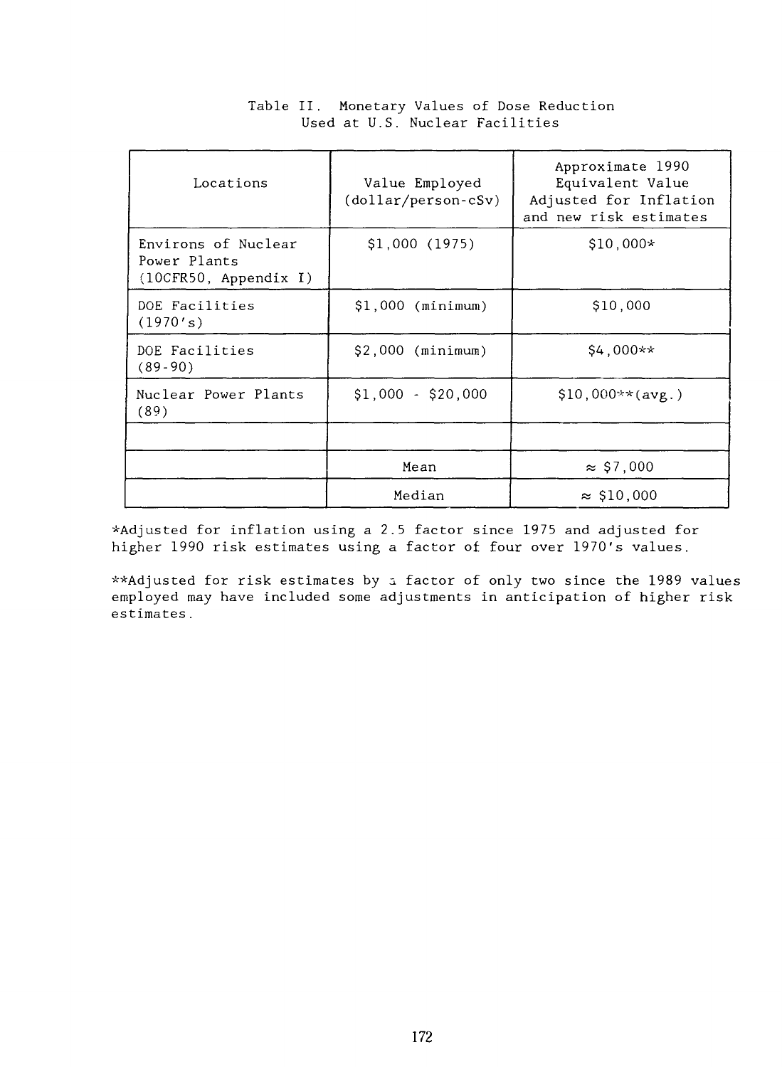Table II. Monetary Values of Dose Reduction Used at U.S. Nuclear Facilities

| Locations | Value Employed (dollar/person-cSv) | Approximate 1990 Equivalent Value Adjusted for Inflation and new risk estimates |
|---|---|---|
| Environs of Nuclear Power Plants (10CFR50, Appendix I) | $1,000 (1975) | $10,000* |
| DOE Facilities (1970's) | $1,000 (minimum) | $10,000 |
| DOE Facilities (89-90) | $2,000 (minimum) | $4,000** |
| Nuclear Power Plants (89) | $1,000 - $20,000 | $10,000**(avg.) |
| | | |
| | Mean | ≈ $7,000 |
| | Median | ≈ $10,000 |

*Adjusted for inflation using a 2.5 factor since 1975 and adjusted for higher 1990 risk estimates using a factor of four over 1970's values.

**Adjusted for risk estimates by a factor of only two since the 1989 values employed may have included some adjustments in anticipation of higher risk estimates.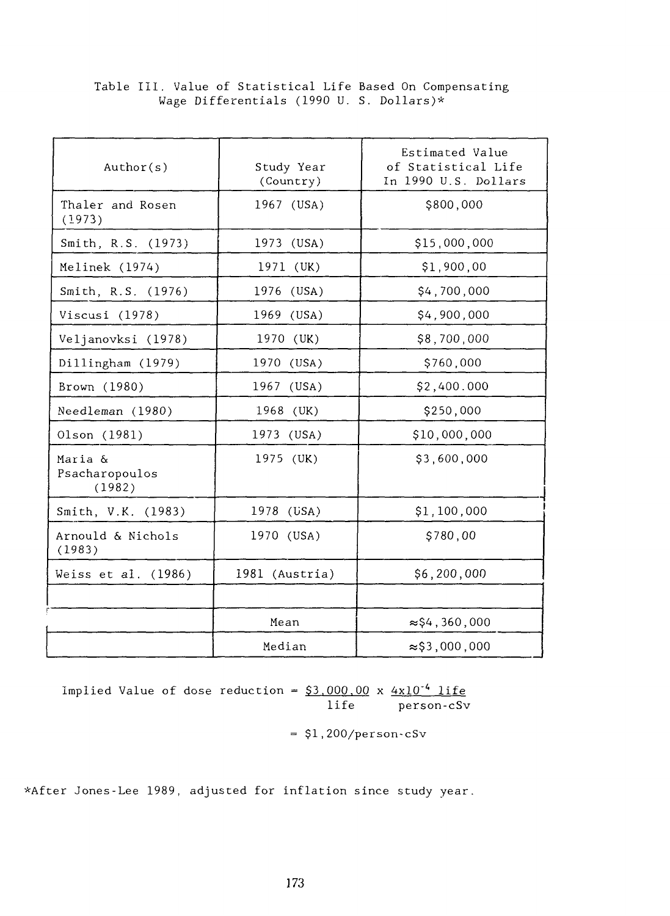Table III. Value of Statistical Life Based On Compensating Wage Differentials (1990 U. S. Dollars)*

| Author(s) | Study Year (Country) | Estimated Value of Statistical Life In 1990 U.S. Dollars |
|---|---|---|
| Thaler and Rosen (1973) | 1967 (USA) | $800,000 |
| Smith, R.S. (1973) | 1973 (USA) | $15,000,000 |
| Melinek (1974) | 1971 (UK) | $1,900,00 |
| Smith, R.S. (1976) | 1976 (USA) | $4,700,000 |
| Viscusi (1978) | 1969 (USA) | $4,900,000 |
| Veljanovksi (1978) | 1970 (UK) | $8,700,000 |
| Dillingham (1979) | 1970 (USA) | $760,000 |
| Brown (1980) | 1967 (USA) | $2,400.000 |
| Needleman (1980) | 1968 (UK) | $250,000 |
| Olson (1981) | 1973 (USA) | $10,000,000 |
| Maria & Psacharopoulos (1982) | 1975 (UK) | $3,600,000 |
| Smith, V.K. (1983) | 1978 (USA) | $1,100,000 |
| Arnould & Nichols (1983) | 1970 (USA) | $780,00 |
| Weiss et al. (1986) | 1981 (Austria) | $6,200,000 |
| | | |
| | Mean | ≈$4,360,000 |
| | Median | ≈$3,000,000 |

$$\text{Implied Value of dose reduction} = \frac{\$3{,}000{,}00}{\text{life}} \times \frac{4\text{x}10^{-4}\ \text{life}}{\text{person-cSv}}$$

$$= \$1{,}200/\text{person-cSv}$$

*After Jones-Lee 1989, adjusted for inflation since study year.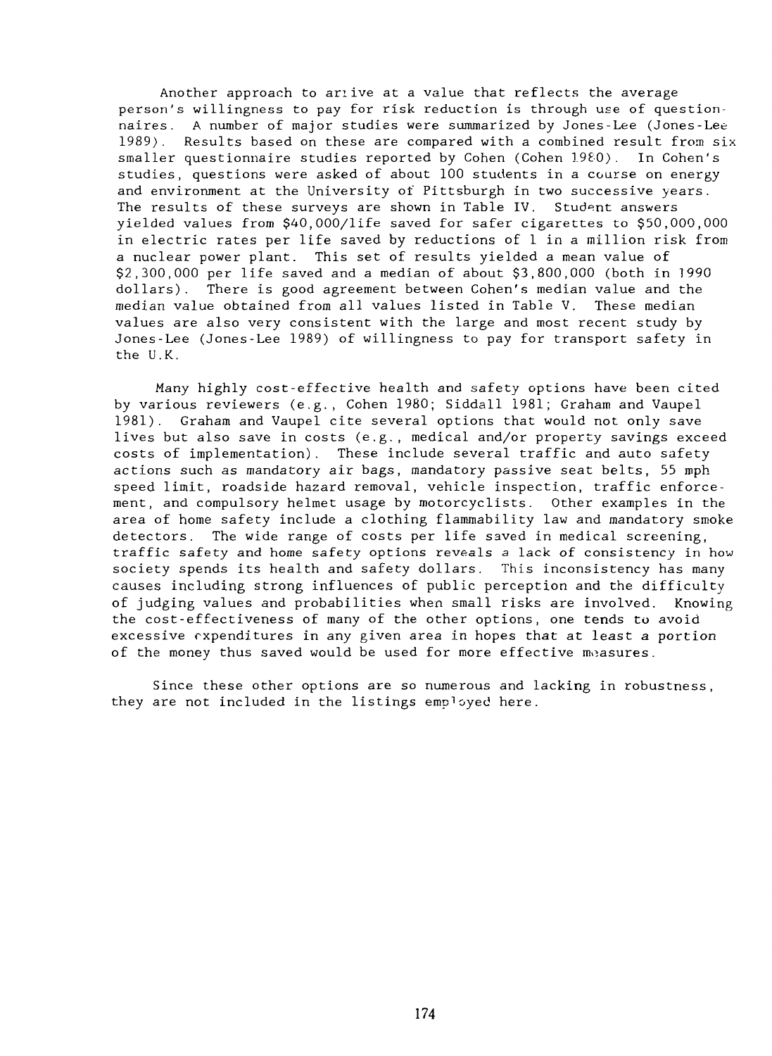Another approach to arrive at a value that reflects the average person's willingness to pay for risk reduction is through use of questionnaires. A number of major studies were summarized by Jones-Lee (Jones-Lee 1989). Results based on these are compared with a combined result from six smaller questionnaire studies reported by Cohen (Cohen 1980). In Cohen's studies, questions were asked of about 100 students in a course on energy and environment at the University of Pittsburgh in two successive years. The results of these surveys are shown in Table IV. Student answers yielded values from $40,000/life saved for safer cigarettes to $50,000,000 in electric rates per life saved by reductions of 1 in a million risk from a nuclear power plant. This set of results yielded a mean value of $2,300,000 per life saved and a median of about $3,800,000 (both in 1990 dollars). There is good agreement between Cohen's median value and the median value obtained from all values listed in Table V. These median values are also very consistent with the large and most recent study by Jones-Lee (Jones-Lee 1989) of willingness to pay for transport safety in the U.K.

Many highly cost-effective health and safety options have been cited by various reviewers (e.g., Cohen 1980; Siddall 1981; Graham and Vaupel 1981). Graham and Vaupel cite several options that would not only save lives but also save in costs (e.g., medical and/or property savings exceed costs of implementation). These include several traffic and auto safety actions such as mandatory air bags, mandatory passive seat belts, 55 mph speed limit, roadside hazard removal, vehicle inspection, traffic enforcement, and compulsory helmet usage by motorcyclists. Other examples in the area of home safety include a clothing flammability law and mandatory smoke detectors. The wide range of costs per life saved in medical screening, traffic safety and home safety options reveals a lack of consistency in how society spends its health and safety dollars. This inconsistency has many causes including strong influences of public perception and the difficulty of judging values and probabilities when small risks are involved. Knowing the cost-effectiveness of many of the other options, one tends to avoid excessive expenditures in any given area in hopes that at least a portion of the money thus saved would be used for more effective measures.

Since these other options are so numerous and lacking in robustness, they are not included in the listings employed here.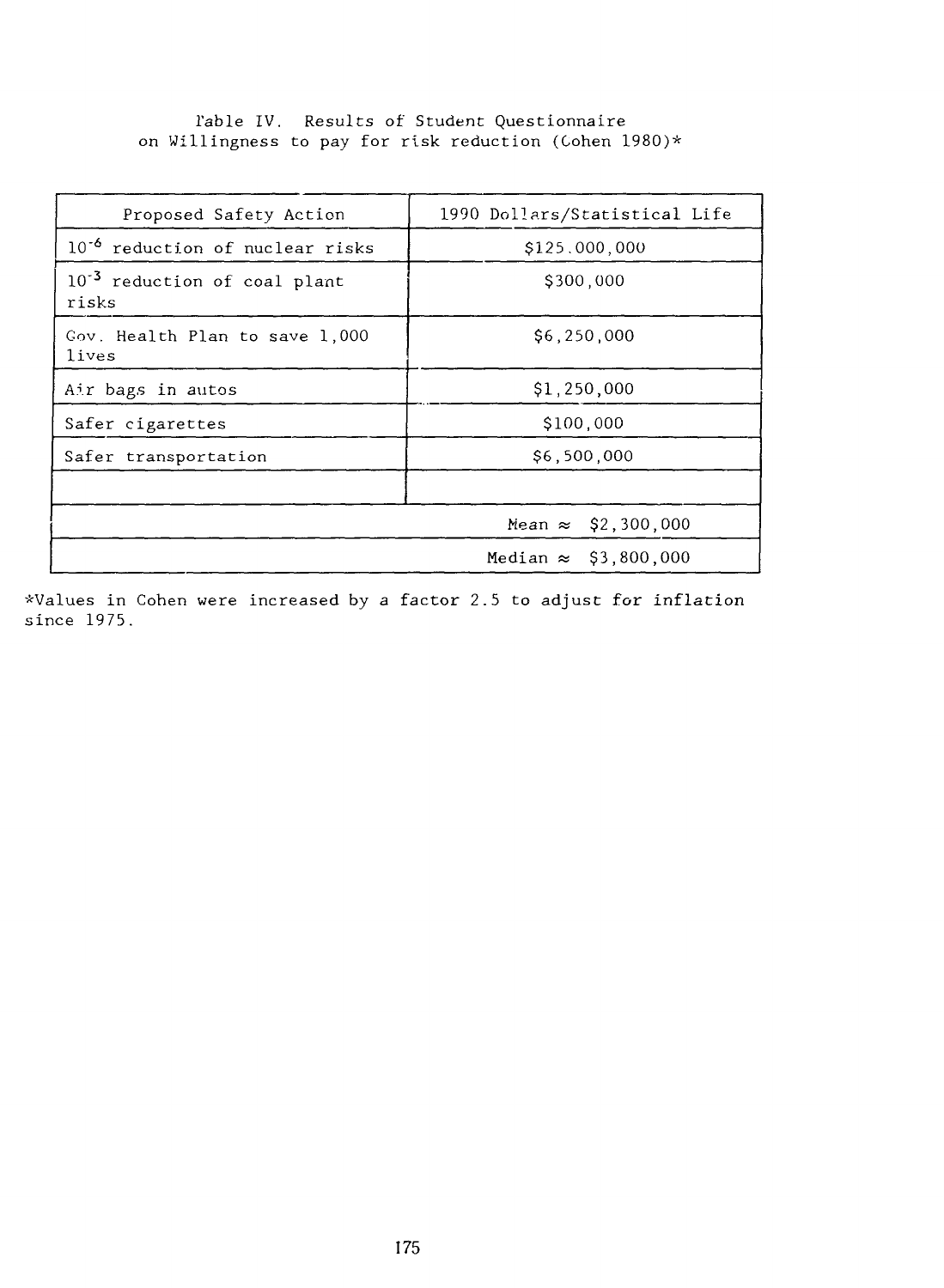Table IV. Results of Student Questionnaire on Willingness to pay for risk reduction (Cohen 1980)*

| Proposed Safety Action | 1990 Dollars/Statistical Life |
|---|---|
| $10^{-6}$ reduction of nuclear risks | \$125.000,000 |
| $10^{-3}$ reduction of coal plant risks | \$300,000 |
| Gov. Health Plan to save 1,000 lives | \$6,250,000 |
| Air bags in autos | \$1,250,000 |
| Safer cigarettes | \$100,000 |
| Safer transportation | \$6,500,000 |
| | |
| | Mean ≈ \$2,300,000 |
| | Median ≈ \$3,800,000 |

*Values in Cohen were increased by a factor 2.5 to adjust for inflation since 1975.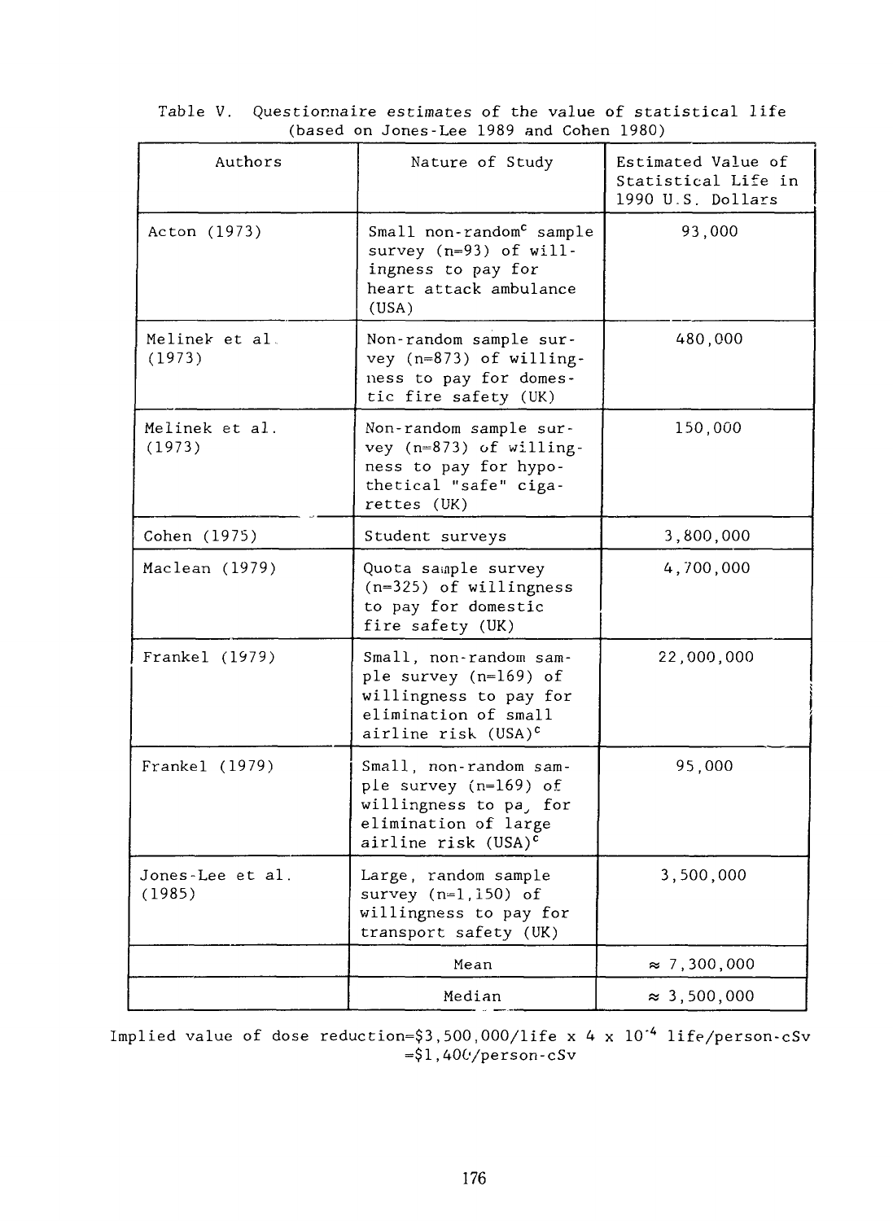Table V. Questionnaire estimates of the value of statistical life (based on Jones-Lee 1989 and Cohen 1980)

| Authors | Nature of Study | Estimated Value of Statistical Life in 1990 U.S. Dollars |
|---|---|---|
| Acton (1973) | Small non-random[c] sample survey (n=93) of willingness to pay for heart attack ambulance (USA) | 93,000 |
| Melinek et al. (1973) | Non-random sample survey (n=873) of willingness to pay for domestic fire safety (UK) | 480,000 |
| Melinek et al. (1973) | Non-random sample survey (n=873) of willingness to pay for hypothetical "safe" cigarettes (UK) | 150,000 |
| Cohen (1975) | Student surveys | 3,800,000 |
| Maclean (1979) | Quota sample survey (n=325) of willingness to pay for domestic fire safety (UK) | 4,700,000 |
| Frankel (1979) | Small, non-random sample survey (n=169) of willingness to pay for elimination of small airline risk (USA)[c] | 22,000,000 |
| Frankel (1979) | Small, non-random sample survey (n=169) of willingness to pay for elimination of large airline risk (USA)[c] | 95,000 |
| Jones-Lee et al. (1985) | Large, random sample survey (n=1,150) of willingness to pay for transport safety (UK) | 3,500,000 |
| | Mean | ≈ 7,300,000 |
| | Median | ≈ 3,500,000 |

Implied value of dose reduction=\$3,500,000/life x 4 x $10^{-4}$ life/person-cSv =\$1,400/person-cSv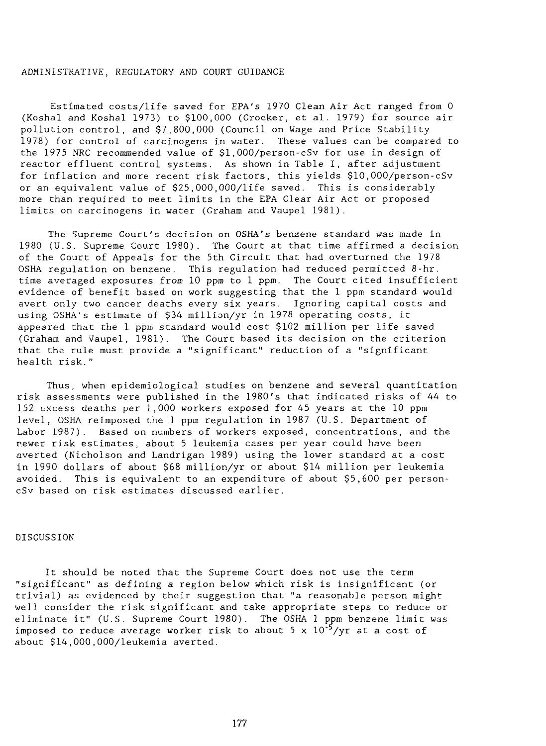## ADMINISTRATIVE, REGULATORY AND COURT GUIDANCE

Estimated costs/life saved for EPA's 1970 Clean Air Act ranged from 0 (Koshal and Koshal 1973) to $100,000 (Crocker, et al. 1979) for source air pollution control, and $7,800,000 (Council on Wage and Price Stability 1978) for control of carcinogens in water. These values can be compared to the 1975 NRC recommended value of $1,000/person-cSv for use in design of reactor effluent control systems. As shown in Table I, after adjustment for inflation and more recent risk factors, this yields $10,000/person-cSv or an equivalent value of $25,000,000/life saved. This is considerably more than required to meet limits in the EPA Clean Air Act or proposed limits on carcinogens in water (Graham and Vaupel 1981).

The Supreme Court's decision on OSHA's benzene standard was made in 1980 (U.S. Supreme Court 1980). The Court at that time affirmed a decision of the Court of Appeals for the 5th Circuit that had overturned the 1978 OSHA regulation on benzene. This regulation had reduced permitted 8-hr. time averaged exposures from 10 ppm to 1 ppm. The Court cited insufficient evidence of benefit based on work suggesting that the 1 ppm standard would avert only two cancer deaths every six years. Ignoring capital costs and using OSHA's estimate of $34 million/yr in 1978 operating costs, it appeared that the 1 ppm standard would cost $102 million per life saved (Graham and Vaupel, 1981). The Court based its decision on the criterion that the rule must provide a "significant" reduction of a "significant health risk."

Thus, when epidemiological studies on benzene and several quantitation risk assessments were published in the 1980's that indicated risks of 44 to 152 excess deaths per 1,000 workers exposed for 45 years at the 10 ppm level, OSHA reimposed the 1 ppm regulation in 1987 (U.S. Department of Labor 1987). Based on numbers of workers exposed, concentrations, and the newer risk estimates, about 5 leukemia cases per year could have been averted (Nicholson and Landrigan 1989) using the lower standard at a cost in 1990 dollars of about $68 million/yr or about $14 million per leukemia avoided. This is equivalent to an expenditure of about $5,600 per person-cSv based on risk estimates discussed earlier.

## DISCUSSION

It should be noted that the Supreme Court does not use the term "significant" as defining a region below which risk is insignificant (or trivial) as evidenced by their suggestion that "a reasonable person might well consider the risk significant and take appropriate steps to reduce or eliminate it" (U.S. Supreme Court 1980). The OSHA 1 ppm benzene limit was imposed to reduce average worker risk to about $5 \times 10^{-5}$/yr at a cost of about $14,000,000/leukemia averted.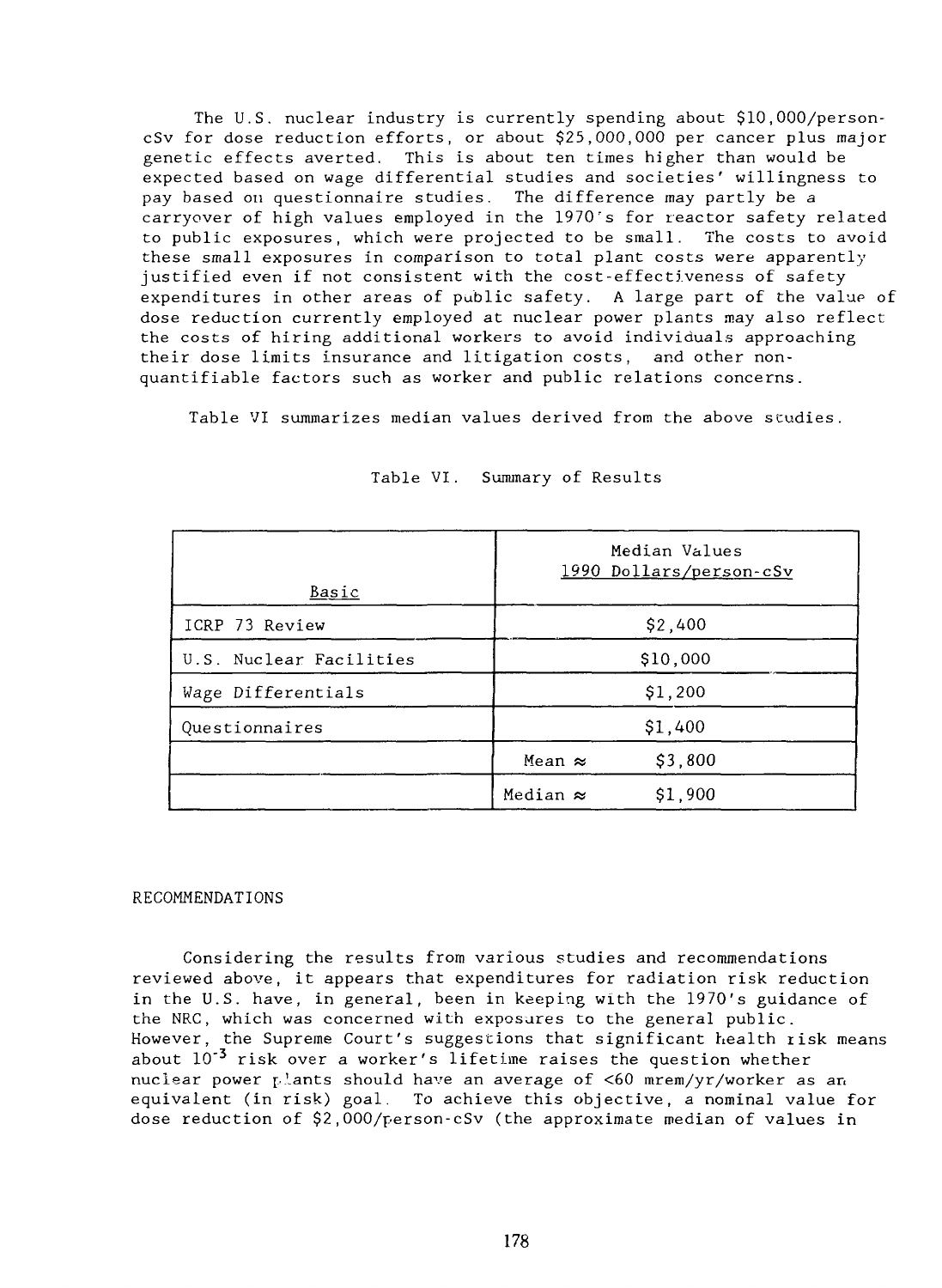The U.S. nuclear industry is currently spending about \$10,000/person-cSv for dose reduction efforts, or about \$25,000,000 per cancer plus major genetic effects averted. This is about ten times higher than would be expected based on wage differential studies and societies' willingness to pay based on questionnaire studies. The difference may partly be a carryover of high values employed in the 1970's for reactor safety related to public exposures, which were projected to be small. The costs to avoid these small exposures in comparison to total plant costs were apparently justified even if not consistent with the cost-effectiveness of safety expenditures in other areas of public safety. A large part of the value of dose reduction currently employed at nuclear power plants may also reflect the costs of hiring additional workers to avoid individuals approaching their dose limits insurance and litigation costs, and other non-quantifiable factors such as worker and public relations concerns.

Table VI summarizes median values derived from the above studies.

Table VI. Summary of Results

| Basic | Median Values 1990 Dollars/person-cSv |
|---|---|
| ICRP 73 Review | \$2,400 |
| U.S. Nuclear Facilities | \$10,000 |
| Wage Differentials | \$1,200 |
| Questionnaires | \$1,400 |
| | Mean ≈ \$3,800 |
| | Median ≈ \$1,900 |

RECOMMENDATIONS

Considering the results from various studies and recommendations reviewed above, it appears that expenditures for radiation risk reduction in the U.S. have, in general, been in keeping with the 1970's guidance of the NRC, which was concerned with exposures to the general public. However, the Supreme Court's suggestions that significant health risk means about $10^{-3}$ risk over a worker's lifetime raises the question whether nuclear power plants should have an average of <60 mrem/yr/worker as an equivalent (in risk) goal. To achieve this objective, a nominal value for dose reduction of \$2,000/person-cSv (the approximate median of values in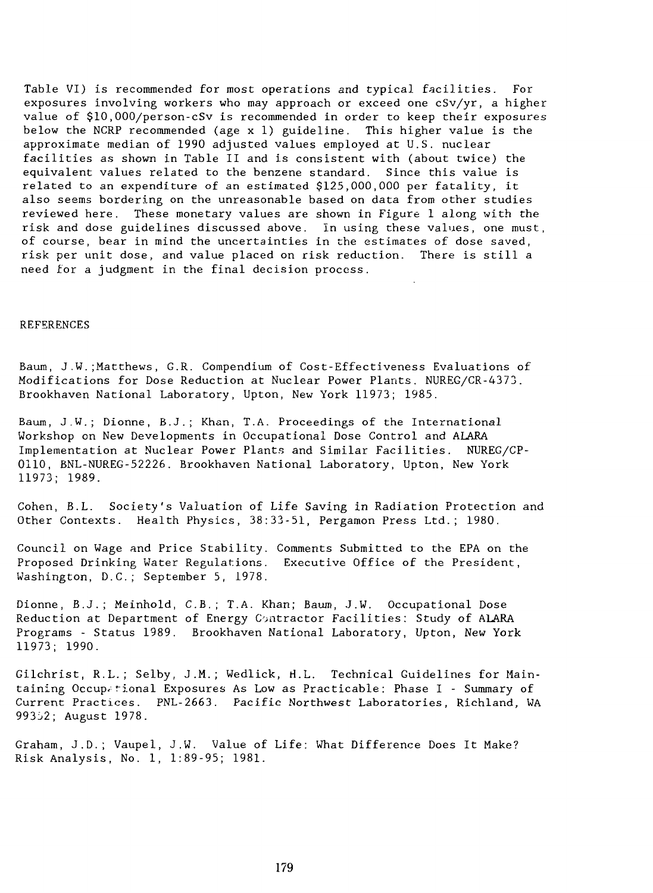Table VI) is recommended for most operations and typical facilities. For exposures involving workers who may approach or exceed one cSv/yr, a higher value of $10,000/person-cSv is recommended in order to keep their exposures below the NCRP recommended (age x 1) guideline. This higher value is the approximate median of 1990 adjusted values employed at U.S. nuclear facilities as shown in Table II and is consistent with (about twice) the equivalent values related to the benzene standard. Since this value is related to an expenditure of an estimated $125,000,000 per fatality, it also seems bordering on the unreasonable based on data from other studies reviewed here. These monetary values are shown in Figure 1 along with the risk and dose guidelines discussed above. In using these values, one must, of course, bear in mind the uncertainties in the estimates of dose saved, risk per unit dose, and value placed on risk reduction. There is still a need for a judgment in the final decision process.

## REFERENCES

Baum, J.W.;Matthews, G.R. Compendium of Cost-Effectiveness Evaluations of Modifications for Dose Reduction at Nuclear Power Plants. NUREG/CR-4373. Brookhaven National Laboratory, Upton, New York 11973; 1985.

Baum, J.W.; Dionne, B.J.; Khan, T.A. Proceedings of the International Workshop on New Developments in Occupational Dose Control and ALARA Implementation at Nuclear Power Plants and Similar Facilities. NUREG/CP-0110, BNL-NUREG-52226. Brookhaven National Laboratory, Upton, New York 11973; 1989.

Cohen, B.L. Society's Valuation of Life Saving in Radiation Protection and Other Contexts. Health Physics, 38:33-51, Pergamon Press Ltd.; 1980.

Council on Wage and Price Stability. Comments Submitted to the EPA on the Proposed Drinking Water Regulations. Executive Office of the President, Washington, D.C.; September 5, 1978.

Dionne, B.J.; Meinhold, C.B.; T.A. Khan; Baum, J.W. Occupational Dose Reduction at Department of Energy Contractor Facilities: Study of ALARA Programs - Status 1989. Brookhaven National Laboratory, Upton, New York 11973; 1990.

Gilchrist, R.L.; Selby, J.M.; Wedlick, H.L. Technical Guidelines for Maintaining Occupational Exposures As Low as Practicable: Phase I - Summary of Current Practices. PNL-2663. Pacific Northwest Laboratories, Richland, WA 99352; August 1978.

Graham, J.D.; Vaupel, J.W. Value of Life: What Difference Does It Make? Risk Analysis, No. 1, 1:89-95; 1981.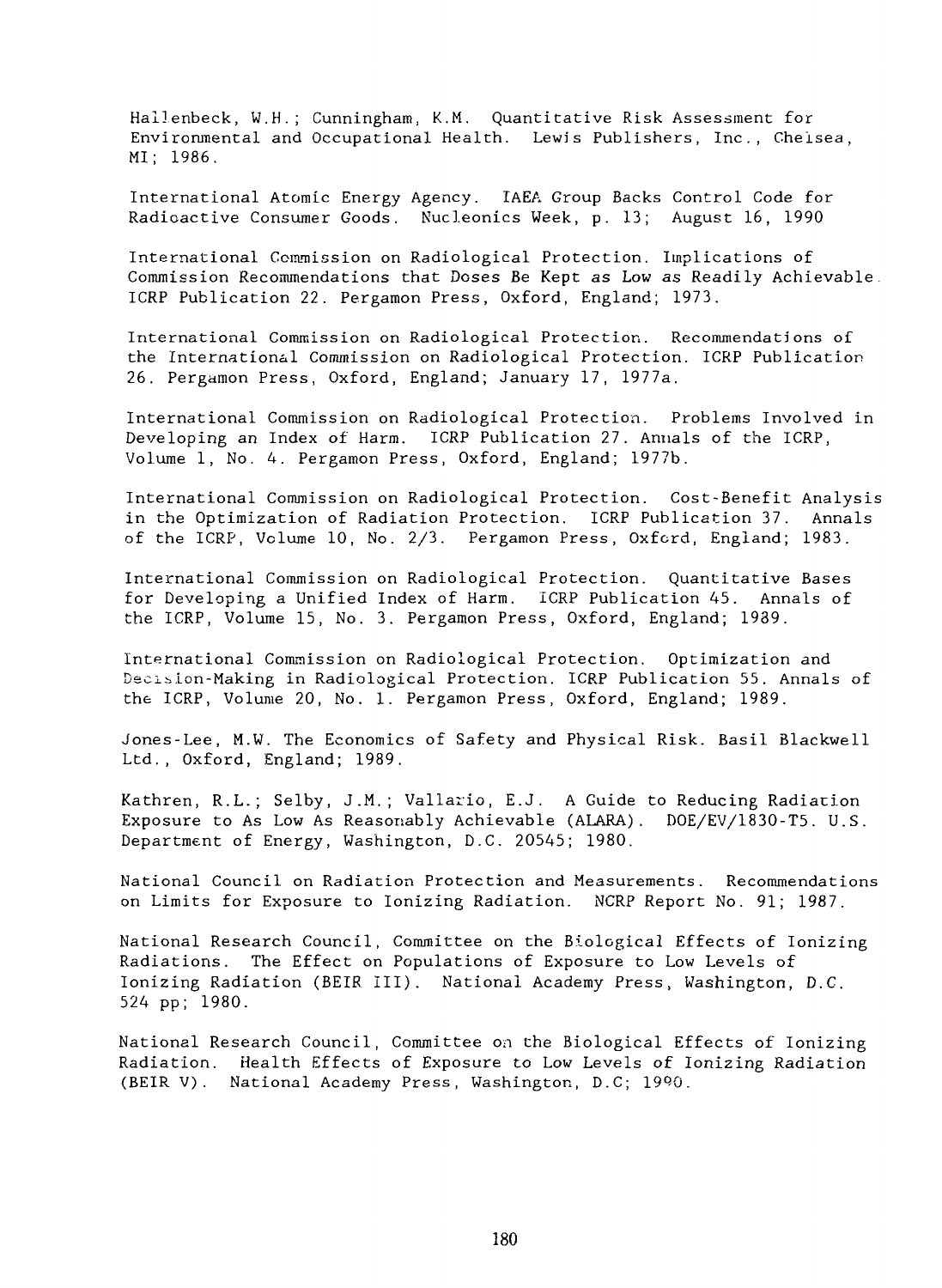Hallenbeck, W.H.; Cunningham, K.M. Quantitative Risk Assessment for Environmental and Occupational Health. Lewis Publishers, Inc., Chelsea, MI; 1986.

International Atomic Energy Agency. IAEA Group Backs Control Code for Radioactive Consumer Goods. Nucleonics Week, p. 13; August 16, 1990

International Commission on Radiological Protection. Implications of Commission Recommendations that Doses Be Kept as Low as Readily Achievable. ICRP Publication 22. Pergamon Press, Oxford, England; 1973.

International Commission on Radiological Protection. Recommendations of the International Commission on Radiological Protection. ICRP Publication 26. Pergamon Press, Oxford, England; January 17, 1977a.

International Commission on Radiological Protection. Problems Involved in Developing an Index of Harm. ICRP Publication 27. Annals of the ICRP, Volume 1, No. 4. Pergamon Press, Oxford, England; 1977b.

International Commission on Radiological Protection. Cost-Benefit Analysis in the Optimization of Radiation Protection. ICRP Publication 37. Annals of the ICRP, Volume 10, No. 2/3. Pergamon Press, Oxford, England; 1983.

International Commission on Radiological Protection. Quantitative Bases for Developing a Unified Index of Harm. ICRP Publication 45. Annals of the ICRP, Volume 15, No. 3. Pergamon Press, Oxford, England; 1989.

International Commission on Radiological Protection. Optimization and Decision-Making in Radiological Protection. ICRP Publication 55. Annals of the ICRP, Volume 20, No. 1. Pergamon Press, Oxford, England; 1989.

Jones-Lee, M.W. The Economics of Safety and Physical Risk. Basil Blackwell Ltd., Oxford, England; 1989.

Kathren, R.L.; Selby, J.M.; Vallario, E.J. A Guide to Reducing Radiation Exposure to As Low As Reasonably Achievable (ALARA). DOE/EV/1830-T5. U.S. Department of Energy, Washington, D.C. 20545; 1980.

National Council on Radiation Protection and Measurements. Recommendations on Limits for Exposure to Ionizing Radiation. NCRP Report No. 91; 1987.

National Research Council, Committee on the Biological Effects of Ionizing Radiations. The Effect on Populations of Exposure to Low Levels of Ionizing Radiation (BEIR III). National Academy Press, Washington, D.C. 524 pp; 1980.

National Research Council, Committee on the Biological Effects of Ionizing Radiation. Health Effects of Exposure to Low Levels of Ionizing Radiation (BEIR V). National Academy Press, Washington, D.C; 1990.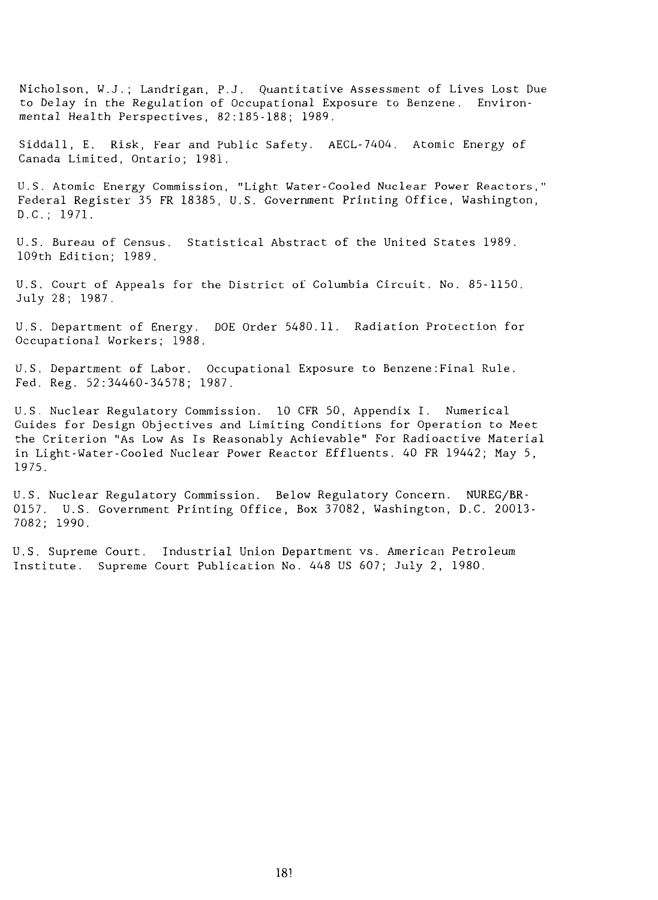Nicholson, W.J.; Landrigan, P.J. Quantitative Assessment of Lives Lost Due to Delay in the Regulation of Occupational Exposure to Benzene. Environmental Health Perspectives, 82:185-188; 1989.

Siddall, E. Risk, Fear and Public Safety. AECL-7404. Atomic Energy of Canada Limited, Ontario; 1981.

U.S. Atomic Energy Commission, "Light Water-Cooled Nuclear Power Reactors," Federal Register 35 FR 18385, U.S. Government Printing Office, Washington, D.C.; 1971.

U.S. Bureau of Census. Statistical Abstract of the United States 1989. 109th Edition; 1989.

U.S. Court of Appeals for the District of Columbia Circuit. No. 85-1150. July 28; 1987.

U.S. Department of Energy. DOE Order 5480.11. Radiation Protection for Occupational Workers; 1988.

U.S. Department of Labor. Occupational Exposure to Benzene:Final Rule. Fed. Reg. 52:34460-34578; 1987.

U.S. Nuclear Regulatory Commission. 10 CFR 50, Appendix I. Numerical Guides for Design Objectives and Limiting Conditions for Operation to Meet the Criterion "As Low As Is Reasonably Achievable" For Radioactive Material in Light-Water-Cooled Nuclear Power Reactor Effluents. 40 FR 19442; May 5, 1975.

U.S. Nuclear Regulatory Commission. Below Regulatory Concern. NUREG/BR-0157. U.S. Government Printing Office, Box 37082, Washington, D.C. 20013-7082; 1990.

U.S. Supreme Court. Industrial Union Department vs. American Petroleum Institute. Supreme Court Publication No. 448 US 607; July 2, 1980.